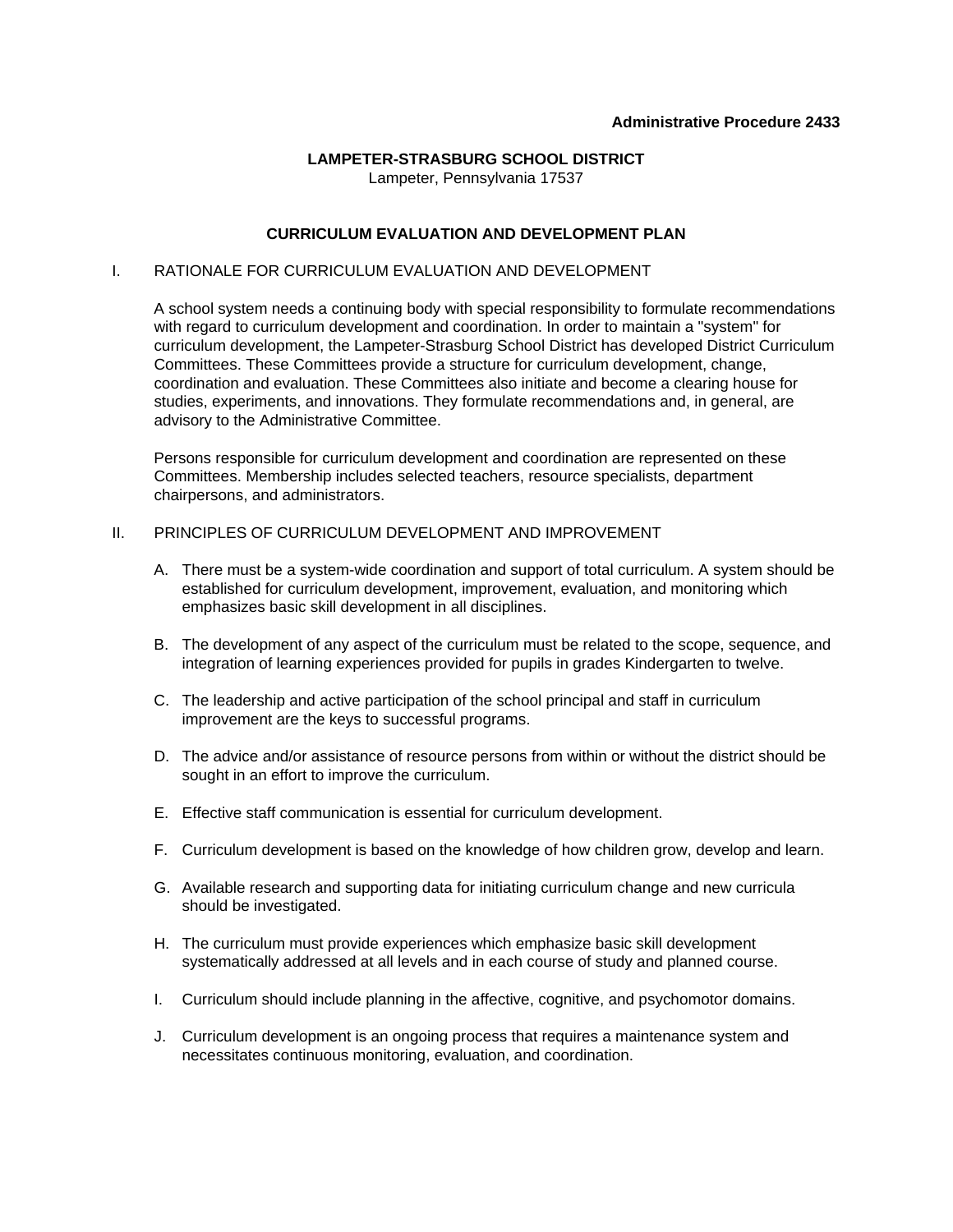**Administrative Procedure 2433**

**LAMPETER-STRASBURG SCHOOL DISTRICT**
Lampeter, Pennsylvania 17537

# CURRICULUM EVALUATION AND DEVELOPMENT PLAN

## I. RATIONALE FOR CURRICULUM EVALUATION AND DEVELOPMENT

A school system needs a continuing body with special responsibility to formulate recommendations with regard to curriculum development and coordination. In order to maintain a "system" for curriculum development, the Lampeter-Strasburg School District has developed District Curriculum Committees. These Committees provide a structure for curriculum development, change, coordination and evaluation. These Committees also initiate and become a clearing house for studies, experiments, and innovations. They formulate recommendations and, in general, are advisory to the Administrative Committee.

Persons responsible for curriculum development and coordination are represented on these Committees. Membership includes selected teachers, resource specialists, department chairpersons, and administrators.

## II. PRINCIPLES OF CURRICULUM DEVELOPMENT AND IMPROVEMENT

A. There must be a system-wide coordination and support of total curriculum. A system should be established for curriculum development, improvement, evaluation, and monitoring which emphasizes basic skill development in all disciplines.

B. The development of any aspect of the curriculum must be related to the scope, sequence, and integration of learning experiences provided for pupils in grades Kindergarten to twelve.

C. The leadership and active participation of the school principal and staff in curriculum improvement are the keys to successful programs.

D. The advice and/or assistance of resource persons from within or without the district should be sought in an effort to improve the curriculum.

E. Effective staff communication is essential for curriculum development.

F. Curriculum development is based on the knowledge of how children grow, develop and learn.

G. Available research and supporting data for initiating curriculum change and new curricula should be investigated.

H. The curriculum must provide experiences which emphasize basic skill development systematically addressed at all levels and in each course of study and planned course.

I. Curriculum should include planning in the affective, cognitive, and psychomotor domains.

J. Curriculum development is an ongoing process that requires a maintenance system and necessitates continuous monitoring, evaluation, and coordination.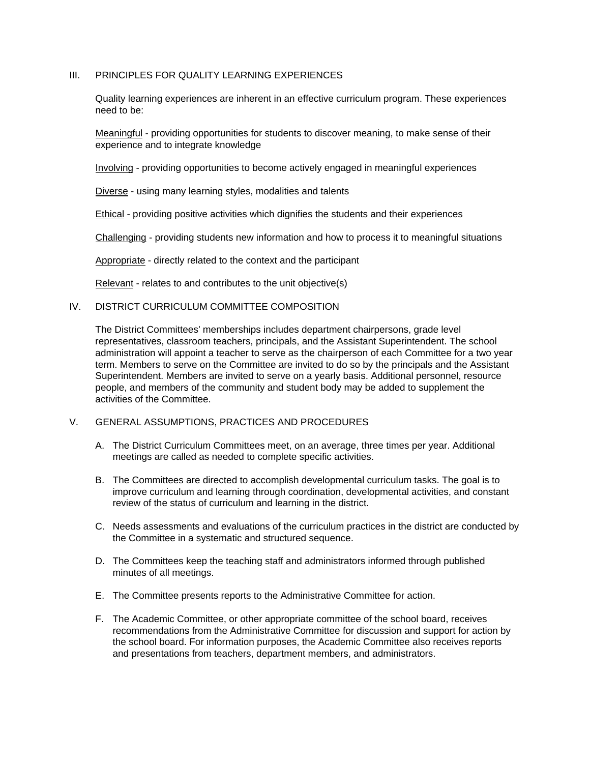## III. PRINCIPLES FOR QUALITY LEARNING EXPERIENCES

Quality learning experiences are inherent in an effective curriculum program. These experiences need to be:

<u>Meaningful</u> - providing opportunities for students to discover meaning, to make sense of their experience and to integrate knowledge

<u>Involving</u> - providing opportunities to become actively engaged in meaningful experiences

<u>Diverse</u> - using many learning styles, modalities and talents

<u>Ethical</u> - providing positive activities which dignifies the students and their experiences

<u>Challenging</u> - providing students new information and how to process it to meaningful situations

<u>Appropriate</u> - directly related to the context and the participant

<u>Relevant</u> - relates to and contributes to the unit objective(s)

## IV. DISTRICT CURRICULUM COMMITTEE COMPOSITION

The District Committees' memberships includes department chairpersons, grade level representatives, classroom teachers, principals, and the Assistant Superintendent. The school administration will appoint a teacher to serve as the chairperson of each Committee for a two year term. Members to serve on the Committee are invited to do so by the principals and the Assistant Superintendent. Members are invited to serve on a yearly basis. Additional personnel, resource people, and members of the community and student body may be added to supplement the activities of the Committee.

## V. GENERAL ASSUMPTIONS, PRACTICES AND PROCEDURES

A. The District Curriculum Committees meet, on an average, three times per year. Additional meetings are called as needed to complete specific activities.

B. The Committees are directed to accomplish developmental curriculum tasks. The goal is to improve curriculum and learning through coordination, developmental activities, and constant review of the status of curriculum and learning in the district.

C. Needs assessments and evaluations of the curriculum practices in the district are conducted by the Committee in a systematic and structured sequence.

D. The Committees keep the teaching staff and administrators informed through published minutes of all meetings.

E. The Committee presents reports to the Administrative Committee for action.

F. The Academic Committee, or other appropriate committee of the school board, receives recommendations from the Administrative Committee for discussion and support for action by the school board. For information purposes, the Academic Committee also receives reports and presentations from teachers, department members, and administrators.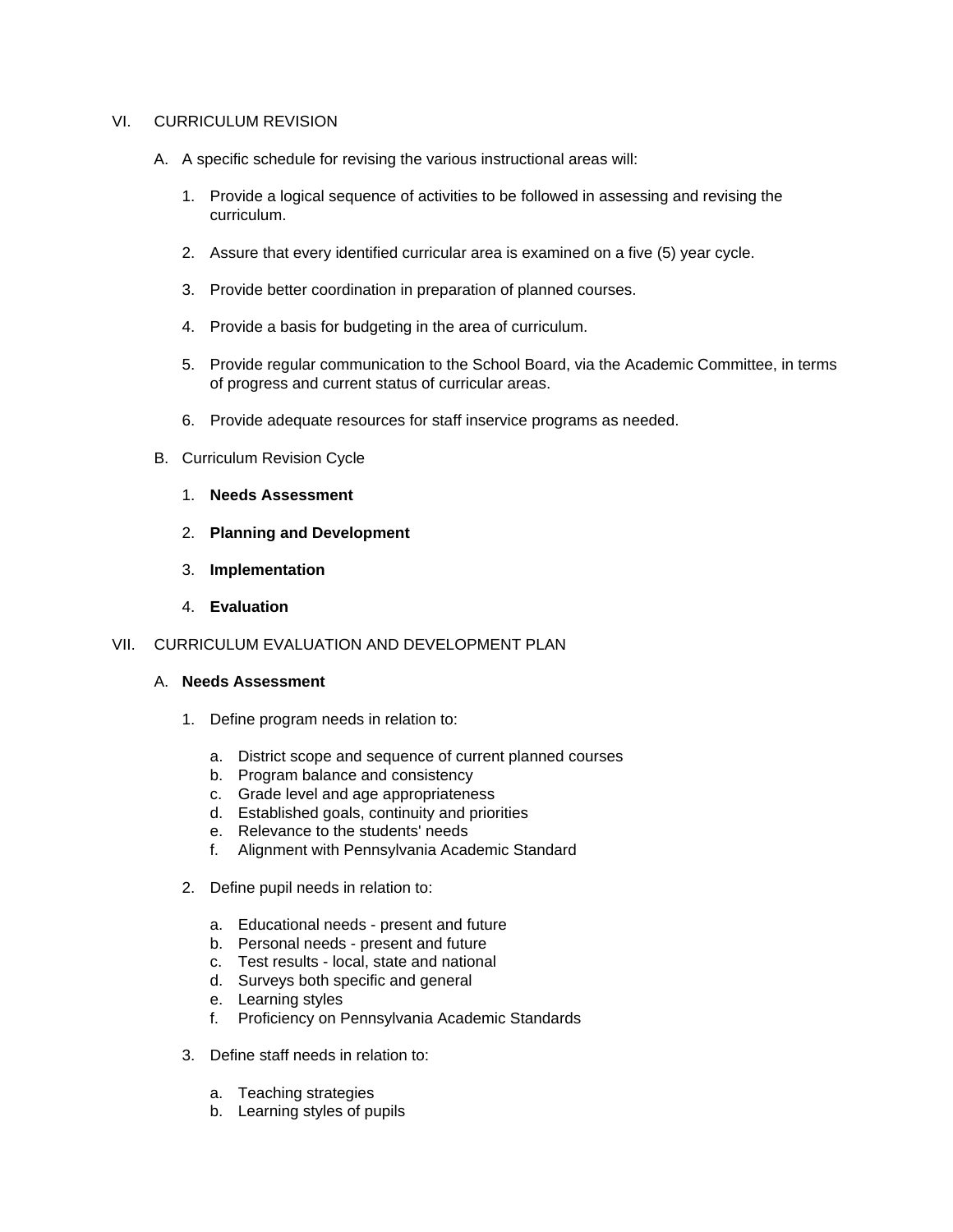## VI. CURRICULUM REVISION

A. A specific schedule for revising the various instructional areas will:

1. Provide a logical sequence of activities to be followed in assessing and revising the curriculum.

2. Assure that every identified curricular area is examined on a five (5) year cycle.

3. Provide better coordination in preparation of planned courses.

4. Provide a basis for budgeting in the area of curriculum.

5. Provide regular communication to the School Board, via the Academic Committee, in terms of progress and current status of curricular areas.

6. Provide adequate resources for staff inservice programs as needed.

B. Curriculum Revision Cycle

1. **Needs Assessment**

2. **Planning and Development**

3. **Implementation**

4. **Evaluation**

## VII. CURRICULUM EVALUATION AND DEVELOPMENT PLAN

A. **Needs Assessment**

1. Define program needs in relation to:

    a. District scope and sequence of current planned courses
    b. Program balance and consistency
    c. Grade level and age appropriateness
    d. Established goals, continuity and priorities
    e. Relevance to the students' needs
    f. Alignment with Pennsylvania Academic Standard

2. Define pupil needs in relation to:

    a. Educational needs - present and future
    b. Personal needs - present and future
    c. Test results - local, state and national
    d. Surveys both specific and general
    e. Learning styles
    f. Proficiency on Pennsylvania Academic Standards

3. Define staff needs in relation to:

    a. Teaching strategies
    b. Learning styles of pupils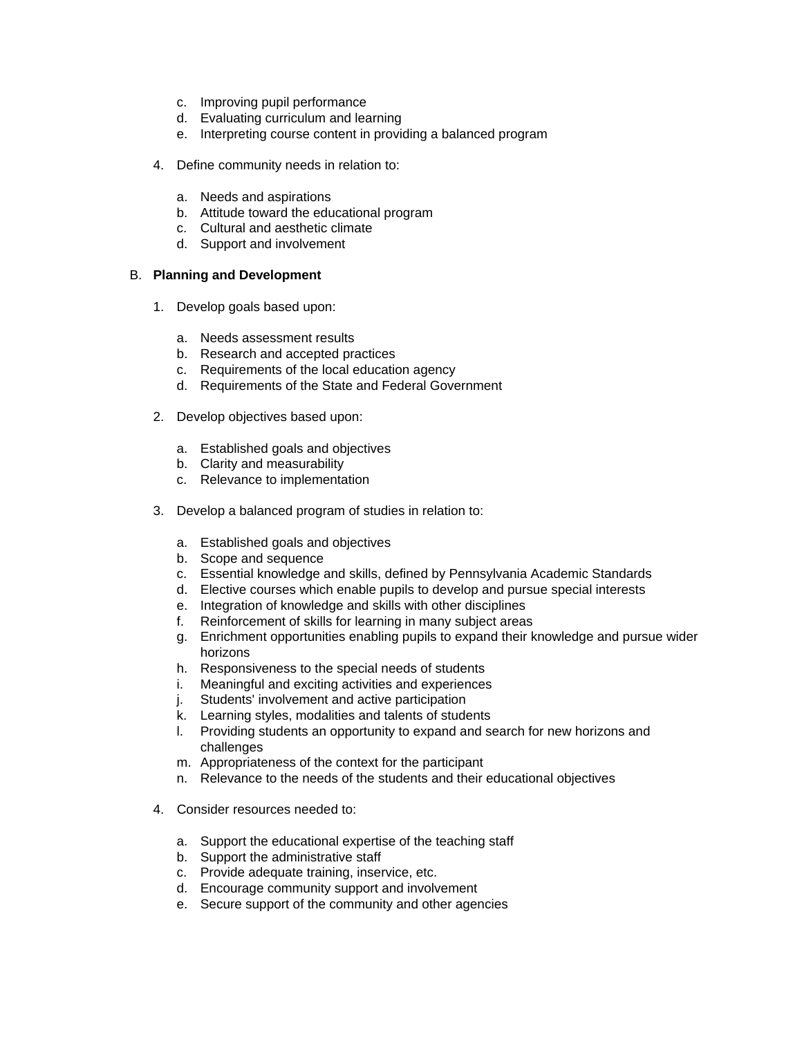c. Improving pupil performance
   d. Evaluating curriculum and learning
   e. Interpreting course content in providing a balanced program

4. Define community needs in relation to:

   a. Needs and aspirations
   b. Attitude toward the educational program
   c. Cultural and aesthetic climate
   d. Support and involvement

B. **Planning and Development**

1. Develop goals based upon:

   a. Needs assessment results
   b. Research and accepted practices
   c. Requirements of the local education agency
   d. Requirements of the State and Federal Government

2. Develop objectives based upon:

   a. Established goals and objectives
   b. Clarity and measurability
   c. Relevance to implementation

3. Develop a balanced program of studies in relation to:

   a. Established goals and objectives
   b. Scope and sequence
   c. Essential knowledge and skills, defined by Pennsylvania Academic Standards
   d. Elective courses which enable pupils to develop and pursue special interests
   e. Integration of knowledge and skills with other disciplines
   f. Reinforcement of skills for learning in many subject areas
   g. Enrichment opportunities enabling pupils to expand their knowledge and pursue wider horizons
   h. Responsiveness to the special needs of students
   i. Meaningful and exciting activities and experiences
   j. Students' involvement and active participation
   k. Learning styles, modalities and talents of students
   l. Providing students an opportunity to expand and search for new horizons and challenges
   m. Appropriateness of the context for the participant
   n. Relevance to the needs of the students and their educational objectives

4. Consider resources needed to:

   a. Support the educational expertise of the teaching staff
   b. Support the administrative staff
   c. Provide adequate training, inservice, etc.
   d. Encourage community support and involvement
   e. Secure support of the community and other agencies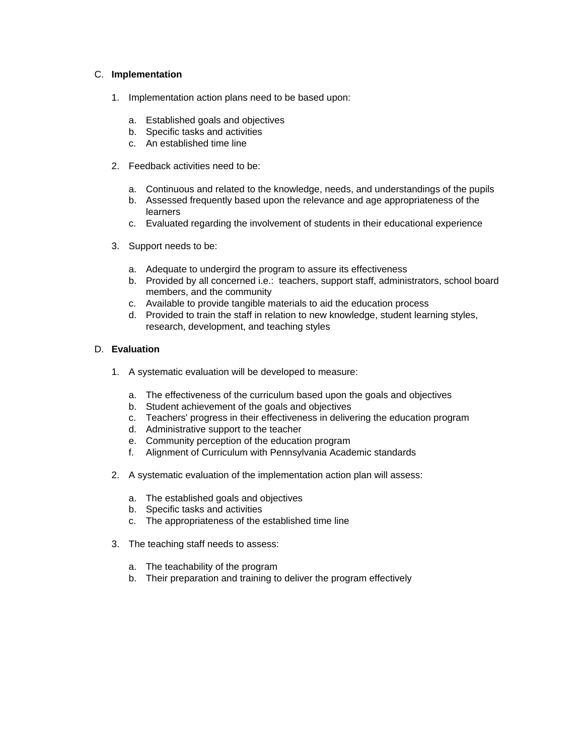C. **Implementation**

1. Implementation action plans need to be based upon:

    a. Established goals and objectives
    b. Specific tasks and activities
    c. An established time line

2. Feedback activities need to be:

    a. Continuous and related to the knowledge, needs, and understandings of the pupils
    b. Assessed frequently based upon the relevance and age appropriateness of the learners
    c. Evaluated regarding the involvement of students in their educational experience

3. Support needs to be:

    a. Adequate to undergird the program to assure its effectiveness
    b. Provided by all concerned i.e.: teachers, support staff, administrators, school board members, and the community
    c. Available to provide tangible materials to aid the education process
    d. Provided to train the staff in relation to new knowledge, student learning styles, research, development, and teaching styles

D. **Evaluation**

1. A systematic evaluation will be developed to measure:

    a. The effectiveness of the curriculum based upon the goals and objectives
    b. Student achievement of the goals and objectives
    c. Teachers' progress in their effectiveness in delivering the education program
    d. Administrative support to the teacher
    e. Community perception of the education program
    f. Alignment of Curriculum with Pennsylvania Academic standards

2. A systematic evaluation of the implementation action plan will assess:

    a. The established goals and objectives
    b. Specific tasks and activities
    c. The appropriateness of the established time line

3. The teaching staff needs to assess:

    a. The teachability of the program
    b. Their preparation and training to deliver the program effectively